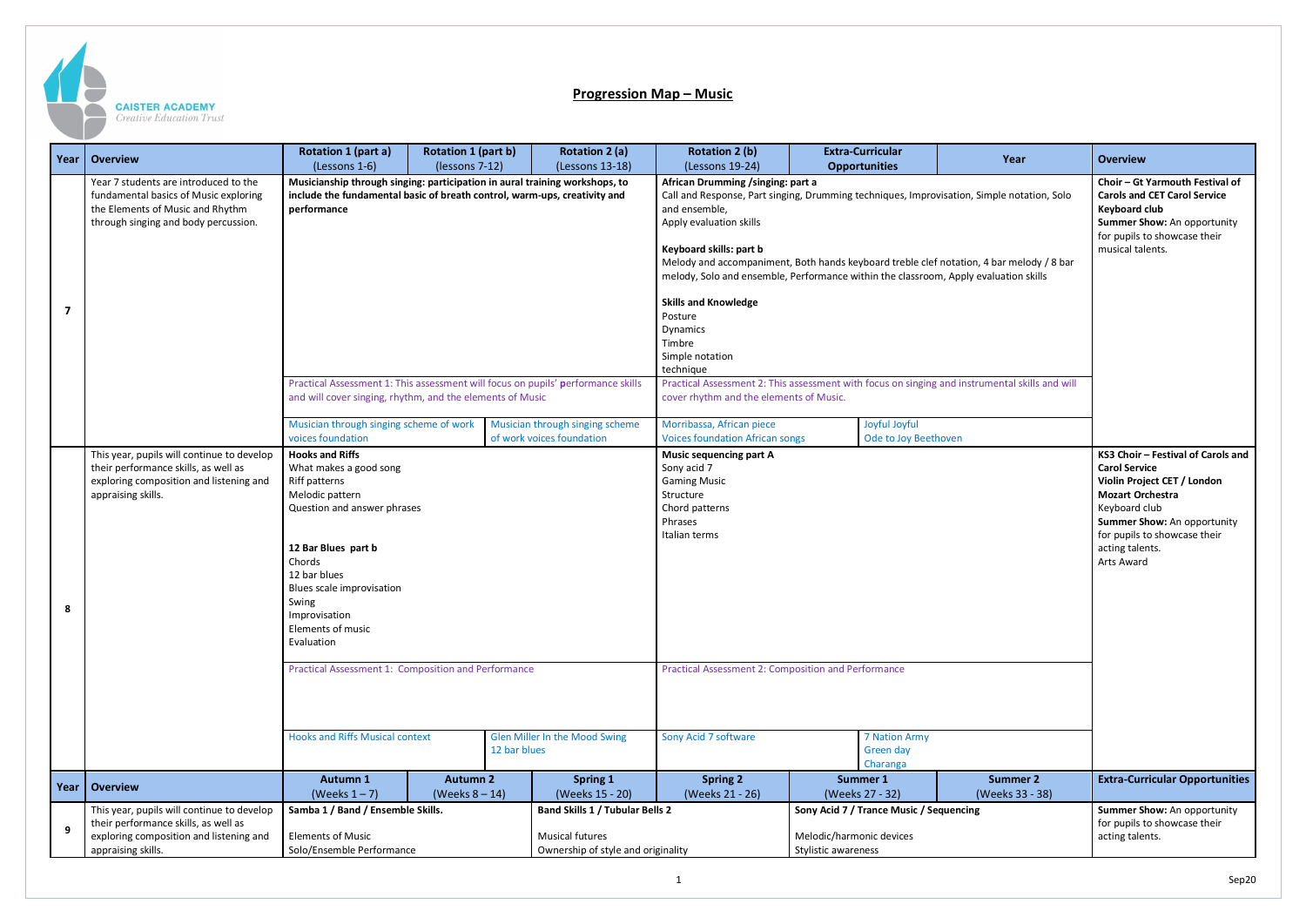CASTER ACADEMY
*Creative Education Trust*

# Progression Map – Music

| Year | Overview | Rotation 1 (part a) (Lessons 1-6) | Rotation 1 (part b) (lessons 7-12) | Rotation 2 (a) (Lessons 13-18) | Rotation 2 (b) (Lessons 19-24) | Extra-Curricular Opportunities | Year | Overview |
|---|---|---|---|---|---|---|---|---|
| 7 | Year 7 students are introduced to the fundamental basics of Music exploring the Elements of Music and Rhythm through singing and body percussion. | **Musicianship through singing: participation in aural training workshops, to include the fundamental basic of breath control, warm-ups, creativity and performance**<br><br>Practical Assessment 1: This assessment will focus on pupils' performance skills and will cover singing, rhythm, and the elements of Music<br><br>Musician through singing scheme of work voices foundation | Musician through singing scheme of work voices foundation | | **African Drumming /singing: part a**<br>Call and Response, Part singing, Drumming techniques, Improvisation, Simple notation, Solo and ensemble,<br>Apply evaluation skills<br><br>**Keyboard skills: part b**<br>Melody and accompaniment, Both hands keyboard treble clef notation, 4 bar melody / 8 bar melody, Solo and ensemble, Performance within the classroom, Apply evaluation skills<br><br>**Skills and Knowledge**<br>Posture<br>Dynamics<br>Timbre<br>Simple notation<br>technique<br><br>Practical Assessment 2: This assessment with focus on singing and instrumental skills and will cover rhythm and the elements of Music.<br><br>Morribassa, African piece<br>Voices foundation African songs | Joyful Joyful<br>Ode to Joy Beethoven | | **Choir – Gt Yarmouth Festival of Carols and CET Carol Service**<br>**Keyboard club**<br>**Summer Show:** An opportunity for pupils to showcase their musical talents. |
| 8 | This year, pupils will continue to develop their performance skills, as well as exploring composition and listening and appraising skills. | **Hooks and Riffs**<br>What makes a good song<br>Riff patterns<br>Melodic pattern<br>Question and answer phrases<br><br>**12 Bar Blues part b**<br>Chords<br>12 bar blues<br>Blues scale improvisation<br>Swing<br>Improvisation<br>Elements of music<br>Evaluation<br><br>Practical Assessment 1: Composition and Performance<br><br>Hooks and Riffs Musical context | Glen Miller In the Mood Swing<br>12 bar blues | | **Music sequencing part A**<br>Sony acid 7<br>Gaming Music<br>Structure<br>Chord patterns<br>Phrases<br>Italian terms<br><br>Practical Assessment 2: Composition and Performance<br><br>Sony Acid 7 software | 7 Nation Army<br>Green day<br>Charanga | | **KS3 Choir – Festival of Carols and Carol Service**<br>**Violin Project CET / London Mozart Orchestra**<br>Keyboard club<br>**Summer Show:** An opportunity for pupils to showcase their acting talents.<br>Arts Award |
| **Year** | **Overview** | **Autumn 1 (Weeks 1 – 7)** | **Autumn 2 (Weeks 8 – 14)** | **Spring 1 (Weeks 15 - 20)** | **Spring 2 (Weeks 21 - 26)** | **Summer 1 (Weeks 27 - 32)** | **Summer 2 (Weeks 33 - 38)** | **Extra-Curricular Opportunities** |
| 9 | This year, pupils will continue to develop their performance skills, as well as exploring composition and listening and appraising skills. | **Samba 1 / Band / Ensemble Skills.**<br><br>Elements of Music<br>Solo/Ensemble Performance | | **Band Skills 1 / Tubular Bells 2**<br><br>Musical futures<br>Ownership of style and originality | | **Sony Acid 7 / Trance Music / Sequencing**<br><br>Melodic/harmonic devices<br>Stylistic awareness | | **Summer Show:** An opportunity for pupils to showcase their acting talents. |

Sep20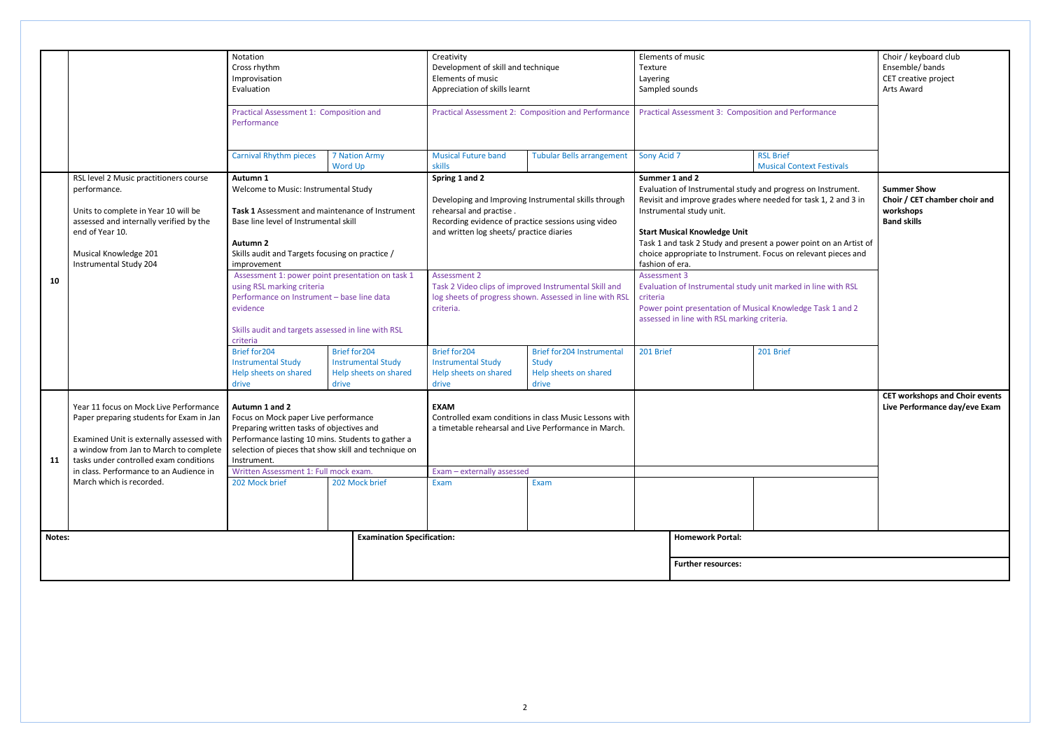| | | | | | | | | |
|---|---|---|---|---|---|---|---|---|
| | | Notation<br>Cross rhythm<br>Improvisation<br>Evaluation | | Creativity<br>Development of skill and technique<br>Elements of music<br>Appreciation of skills learnt | | Elements of music<br>Texture<br>Layering<br>Sampled sounds | | Choir / keyboard club<br>Ensemble/ bands<br>CET creative project<br>Arts Award |
| | | Practical Assessment 1: Composition and Performance | | Practical Assessment 2: Composition and Performance | | Practical Assessment 3: Composition and Performance | | |
| | | Carnival Rhythm pieces | 7 Nation Army Word Up | Musical Future band skills | Tubular Bells arrangement | Sony Acid 7 | RSL Brief Musical Context Festivals | |
| 10 | RSL level 2 Music practitioners course performance.<br><br>Units to complete in Year 10 will be assessed and internally verified by the end of Year 10.<br><br>Musical Knowledge 201<br>Instrumental Study 204 | **Autumn 1**<br>Welcome to Music: Instrumental Study<br><br>**Task 1** Assessment and maintenance of Instrument Base line level of Instrumental skill<br><br>**Autumn 2**<br>Skills audit and Targets focusing on practice / improvement | | **Spring 1 and 2**<br><br>Developing and Improving Instrumental skills through rehearsal and practise .<br>Recording evidence of practice sessions using video and written log sheets/ practice diaries | | **Summer 1 and 2**<br>Evaluation of Instrumental study and progress on Instrument.<br>Revisit and improve grades where needed for task 1, 2 and 3 in Instrumental study unit.<br><br>**Start Musical Knowledge Unit**<br>Task 1 and task 2 Study and present a power point on an Artist of choice appropriate to Instrument. Focus on relevant pieces and fashion of era. | | **Summer Show**<br>**Choir / CET chamber choir and workshops**<br>**Band skills** |
| | | Assessment 1: power point presentation on task 1 using RSL marking criteria<br>Performance on Instrument – base line data evidence<br><br>Skills audit and targets assessed in line with RSL criteria | | Assessment 2<br>Task 2 Video clips of improved Instrumental Skill and log sheets of progress shown. Assessed in line with RSL criteria. | | Assessment 3<br>Evaluation of Instrumental study unit marked in line with RSL criteria<br>Power point presentation of Musical Knowledge Task 1 and 2 assessed in line with RSL marking criteria. | | |
| | | Brief for204 Instrumental Study Help sheets on shared drive | Brief for204 Instrumental Study Help sheets on shared drive | Brief for204 Instrumental Study Help sheets on shared drive | Brief for204 Instrumental Study Help sheets on shared drive | 201 Brief | 201 Brief | |
| 11 | Year 11 focus on Mock Live Performance Paper preparing students for Exam in Jan<br><br>Examined Unit is externally assessed with a window from Jan to March to complete tasks under controlled exam conditions in class. Performance to an Audience in March which is recorded. | **Autumn 1 and 2**<br>Focus on Mock paper Live performance<br>Preparing written tasks of objectives and Performance lasting 10 mins. Students to gather a selection of pieces that show skill and technique on Instrument. | | **EXAM**<br>Controlled exam conditions in class Music Lessons with a timetable rehearsal and Live Performance in March. | | | | **CET workshops and Choir events**<br>**Live Performance day/eve Exam** |
| | | Written Assessment 1: Full mock exam. | | Exam – externally assessed | | | | |
| | | 202 Mock brief | 202 Mock brief | Exam | Exam | | | |

| | | |
|---|---|---|
| **Notes:** | **Examination Specification:** | **Homework Portal:** |
| | | **Further resources:** |